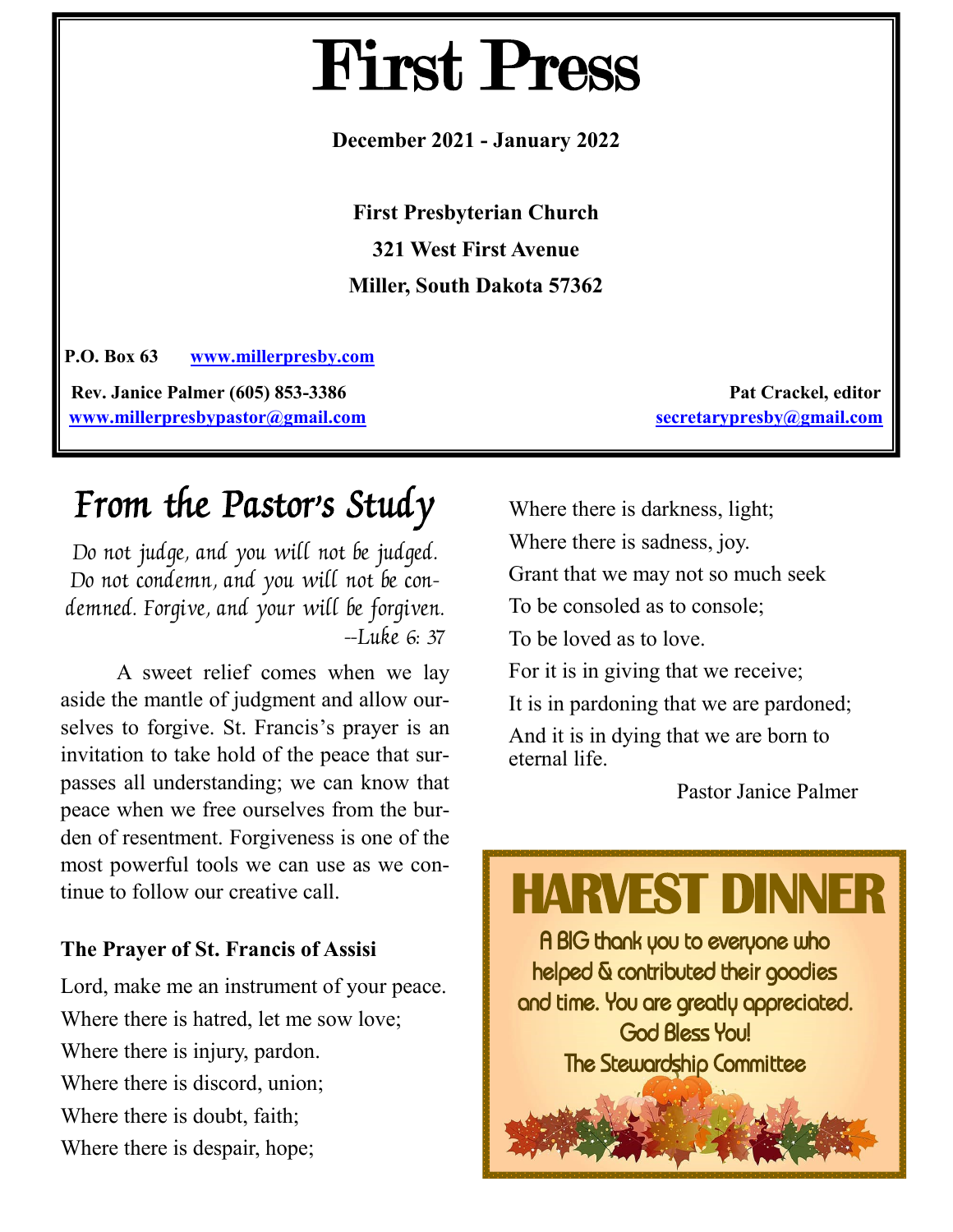# First Press

**December 2021 - January 2022**

**First Presbyterian Church**

**321 West First Avenue**

**Miller, South Dakota 57362**

**P.O. Box 63** [www.millerpresby.com](http://www.millerpresby.com)

**Rev. Janice Palmer (605) 853-3386**
[www.millerpresbypastor@gmail.com](mailto:millerpresbypastor@gmail.com)

**Pat Crackel, editor**
[secretarypresby@gmail.com](mailto:secretarypresby@gmail.com)

## From the Pastor's Study

*Do not judge, and you will not be judged. Do not condemn, and you will not be condemned. Forgive, and your will be forgiven.*
*--Luke 6: 37*

A sweet relief comes when we lay aside the mantle of judgment and allow ourselves to forgive. St. Francis's prayer is an invitation to take hold of the peace that surpasses all understanding; we can know that peace when we free ourselves from the burden of resentment. Forgiveness is one of the most powerful tools we can use as we continue to follow our creative call.

**The Prayer of St. Francis of Assisi**

Lord, make me an instrument of your peace.
Where there is hatred, let me sow love;
Where there is injury, pardon.
Where there is discord, union;
Where there is doubt, faith;
Where there is despair, hope;
Where there is darkness, light;
Where there is sadness, joy.
Grant that we may not so much seek
To be consoled as to console;
To be loved as to love.
For it is in giving that we receive;
It is in pardoning that we are pardoned;
And it is in dying that we are born to eternal life.

Pastor Janice Palmer

## HARVEST DINNER

A BIG thank you to everyone who helped & contributed their goodies and time. You are greatly appreciated.
God Bless You!
The Stewardship Committee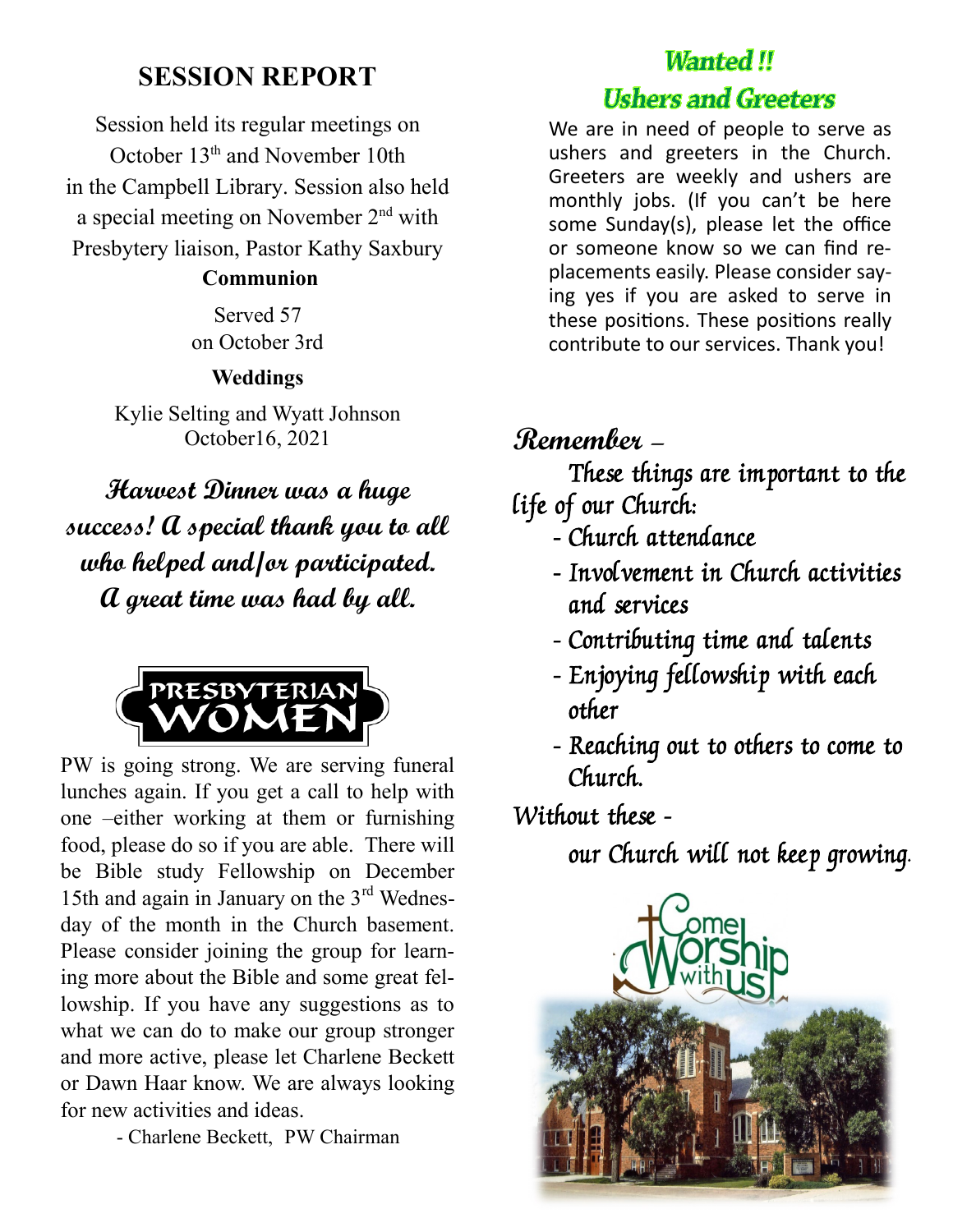## SESSION REPORT

Session held its regular meetings on October 13th and November 10th in the Campbell Library. Session also held a special meeting on November 2nd with Presbytery liaison, Pastor Kathy Saxbury

**Communion**

Served 57 on October 3rd

**Weddings**

Kylie Selting and Wyatt Johnson October16, 2021

***Harvest Dinner was a huge success! A special thank you to all who helped and/or participated. A great time was had by all.***

PRESBYTERIAN WOMEN

PW is going strong. We are serving funeral lunches again. If you get a call to help with one –either working at them or furnishing food, please do so if you are able. There will be Bible study Fellowship on December 15th and again in January on the 3rd Wednesday of the month in the Church basement. Please consider joining the group for learning more about the Bible and some great fellowship. If you have any suggestions as to what we can do to make our group stronger and more active, please let Charlene Beckett or Dawn Haar know. We are always looking for new activities and ideas.

- Charlene Beckett, PW Chairman

## Wanted !! Ushers and Greeters

We are in need of people to serve as ushers and greeters in the Church. Greeters are weekly and ushers are monthly jobs. (If you can't be here some Sunday(s), please let the office or someone know so we can find replacements easily. Please consider saying yes if you are asked to serve in these positions. These positions really contribute to our services. Thank you!

***Remember –***

*These things are important to the life of our Church:*

- *Church attendance*
- *Involvement in Church activities and services*
- *Contributing time and talents*
- *Enjoying fellowship with each other*
- *Reaching out to others to come to Church.*

*Without these -*

*our Church will not keep growing.*

Come Worship with us!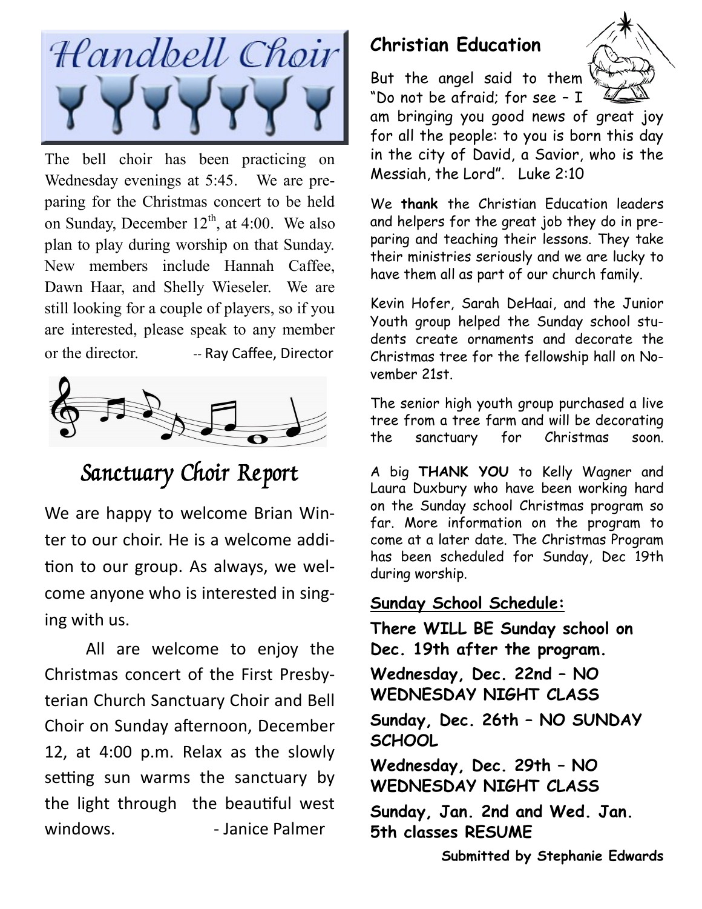# Handbell Choir

The bell choir has been practicing on Wednesday evenings at 5:45. We are preparing for the Christmas concert to be held on Sunday, December 12th, at 4:00. We also plan to play during worship on that Sunday. New members include Hannah Caffee, Dawn Haar, and Shelly Wieseler. We are still looking for a couple of players, so if you are interested, please speak to any member or the director. -- Ray Caffee, Director

# *Sanctuary Choir Report*

We are happy to welcome Brian Winter to our choir. He is a welcome addition to our group. As always, we welcome anyone who is interested in singing with us.

All are welcome to enjoy the Christmas concert of the First Presbyterian Church Sanctuary Choir and Bell Choir on Sunday afternoon, December 12, at 4:00 p.m. Relax as the slowly setting sun warms the sanctuary by the light through the beautiful west windows. - Janice Palmer

## Christian Education

But the angel said to them "Do not be afraid; for see – I am bringing you good news of great joy for all the people: to you is born this day in the city of David, a Savior, who is the Messiah, the Lord". Luke 2:10

We **thank** the Christian Education leaders and helpers for the great job they do in preparing and teaching their lessons. They take their ministries seriously and we are lucky to have them all as part of our church family.

Kevin Hofer, Sarah DeHaai, and the Junior Youth group helped the Sunday school students create ornaments and decorate the Christmas tree for the fellowship hall on November 21st.

The senior high youth group purchased a live tree from a tree farm and will be decorating the sanctuary for Christmas soon.

A big **THANK YOU** to Kelly Wagner and Laura Duxbury who have been working hard on the Sunday school Christmas program so far. More information on the program to come at a later date. The Christmas Program has been scheduled for Sunday, Dec 19th during worship.

**Sunday School Schedule:**

**There WILL BE Sunday school on Dec. 19th after the program.**

**Wednesday, Dec. 22nd – NO WEDNESDAY NIGHT CLASS**

**Sunday, Dec. 26th – NO SUNDAY SCHOOL**

**Wednesday, Dec. 29th – NO WEDNESDAY NIGHT CLASS**

**Sunday, Jan. 2nd and Wed. Jan. 5th classes RESUME**

**Submitted by Stephanie Edwards**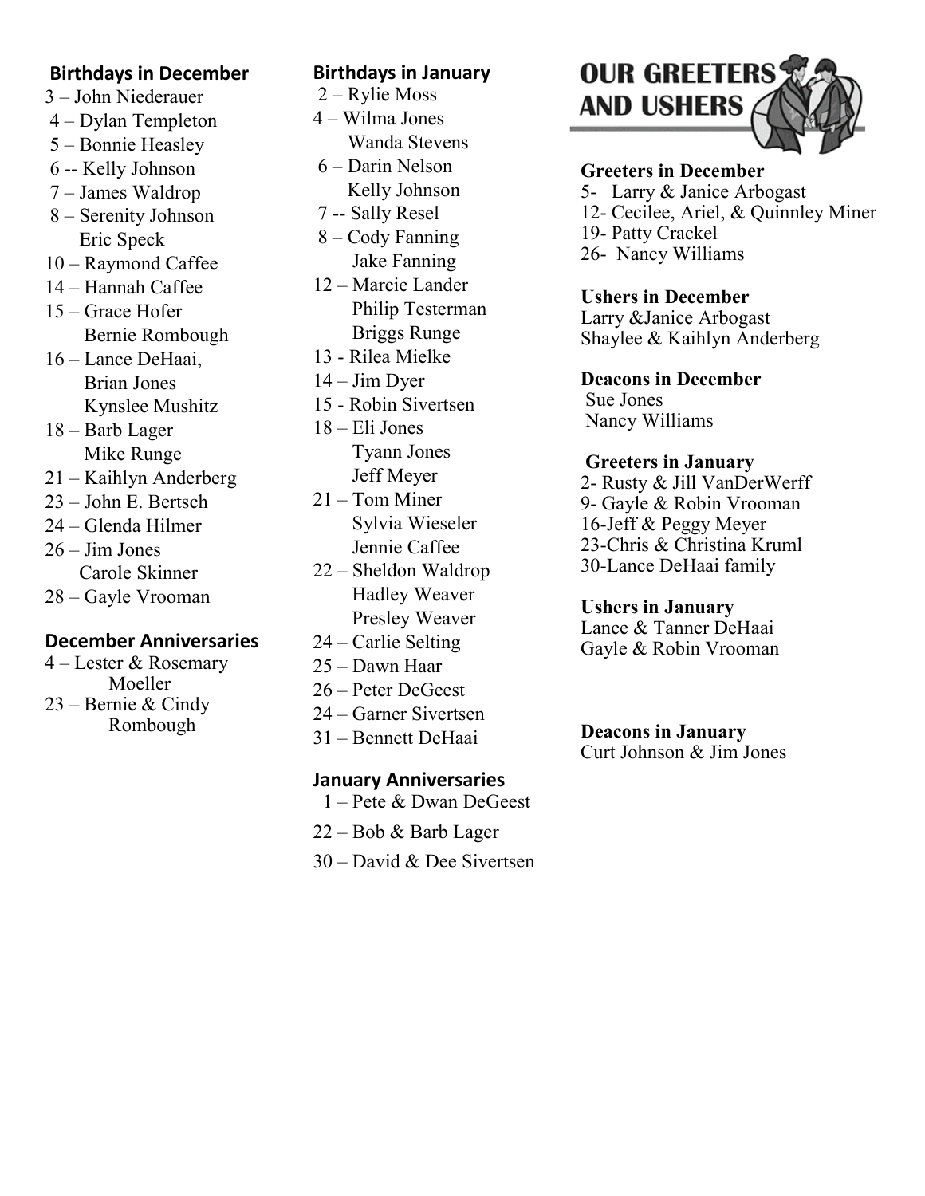## Birthdays in December

3 – John Niederauer
4 – Dylan Templeton
5 – Bonnie Heasley
6 -- Kelly Johnson
7 – James Waldrop
8 – Serenity Johnson
Eric Speck
10 – Raymond Caffee
14 – Hannah Caffee
15 – Grace Hofer
Bernie Rombough
16 – Lance DeHaai,
Brian Jones
Kynslee Mushitz
18 – Barb Lager
Mike Runge
21 – Kaihlyn Anderberg
23 – John E. Bertsch
24 – Glenda Hilmer
26 – Jim Jones
Carole Skinner
28 – Gayle Vrooman

## December Anniversaries

4 – Lester & Rosemary Moeller
23 – Bernie & Cindy Rombough

## Birthdays in January

2 – Rylie Moss
4 – Wilma Jones
Wanda Stevens
6 – Darin Nelson
Kelly Johnson
7 -- Sally Resel
8 – Cody Fanning
Jake Fanning
12 – Marcie Lander
Philip Testerman
Briggs Runge
13 - Rilea Mielke
14 – Jim Dyer
15 - Robin Sivertsen
18 – Eli Jones
Tyann Jones
Jeff Meyer
21 – Tom Miner
Sylvia Wieseler
Jennie Caffee
22 – Sheldon Waldrop
Hadley Weaver
Presley Weaver
24 – Carlie Selting
25 – Dawn Haar
26 – Peter DeGeest
24 – Garner Sivertsen
31 – Bennett DeHaai

## January Anniversaries

1 – Pete & Dwan DeGeest
22 – Bob & Barb Lager
30 – David & Dee Sivertsen

## OUR GREETERS AND USHERS

**Greeters in December**
5- Larry & Janice Arbogast
12- Cecilee, Ariel, & Quinnley Miner
19- Patty Crackel
26- Nancy Williams

**Ushers in December**
Larry &Janice Arbogast
Shaylee & Kaihlyn Anderberg

**Deacons in December**
Sue Jones
Nancy Williams

**Greeters in January**
2- Rusty & Jill VanDerWerff
9- Gayle & Robin Vrooman
16-Jeff & Peggy Meyer
23-Chris & Christina Kruml
30-Lance DeHaai family

**Ushers in January**
Lance & Tanner DeHaai
Gayle & Robin Vrooman

**Deacons in January**
Curt Johnson & Jim Jones